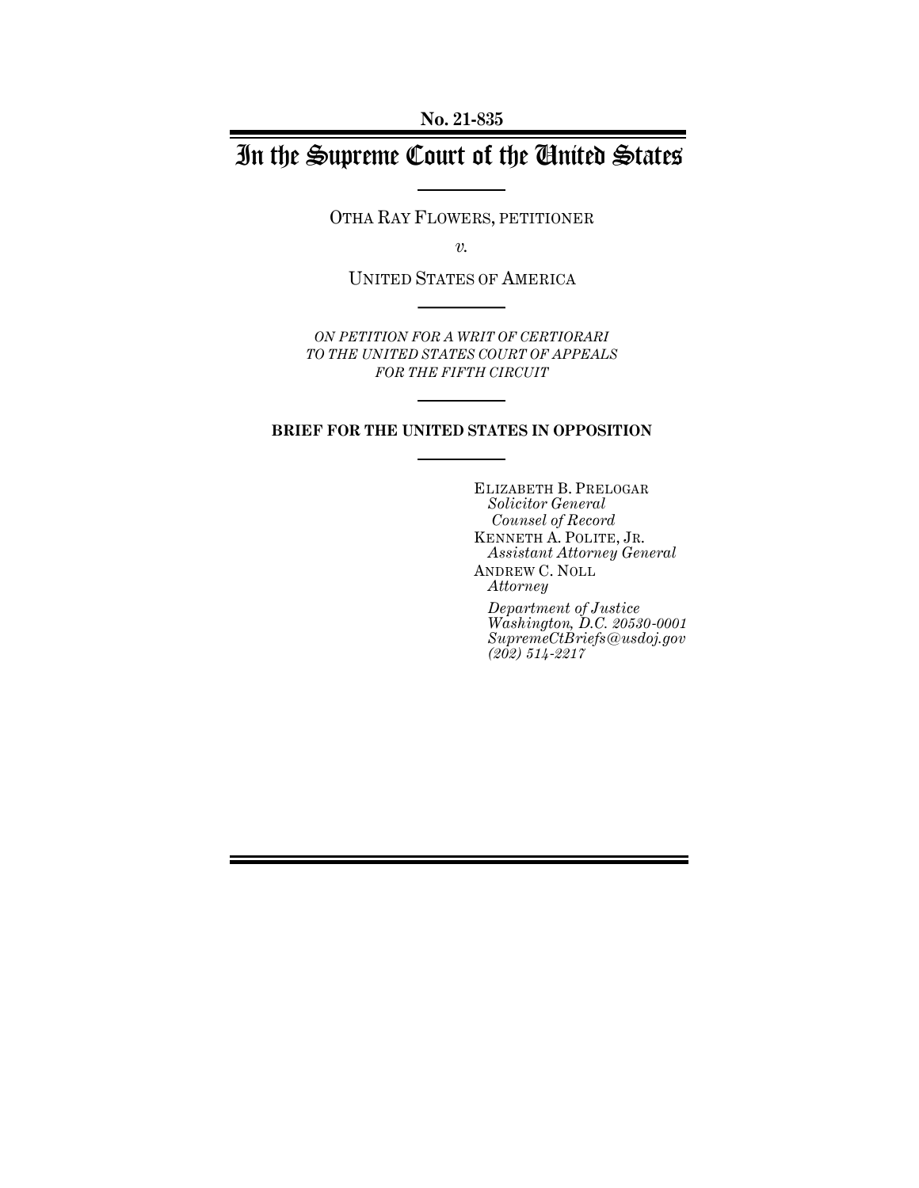No. 21-835

# In the Supreme Court of the United States

OTHA RAY FLOWERS, PETITIONER

*v.*

UNITED STATES OF AMERICA

*ON PETITION FOR A WRIT OF CERTIORARI TO THE UNITED STATES COURT OF APPEALS FOR THE FIFTH CIRCUIT*

**BRIEF FOR THE UNITED STATES IN OPPOSITION**

ELIZABETH B. PRELOGAR
*Solicitor General*
*Counsel of Record*
KENNETH A. POLITE, JR.
*Assistant Attorney General*
ANDREW C. NOLL
*Attorney*

*Department of Justice*
*Washington, D.C. 20530-0001*
*SupremeCtBriefs@usdoj.gov*
*(202) 514-2217*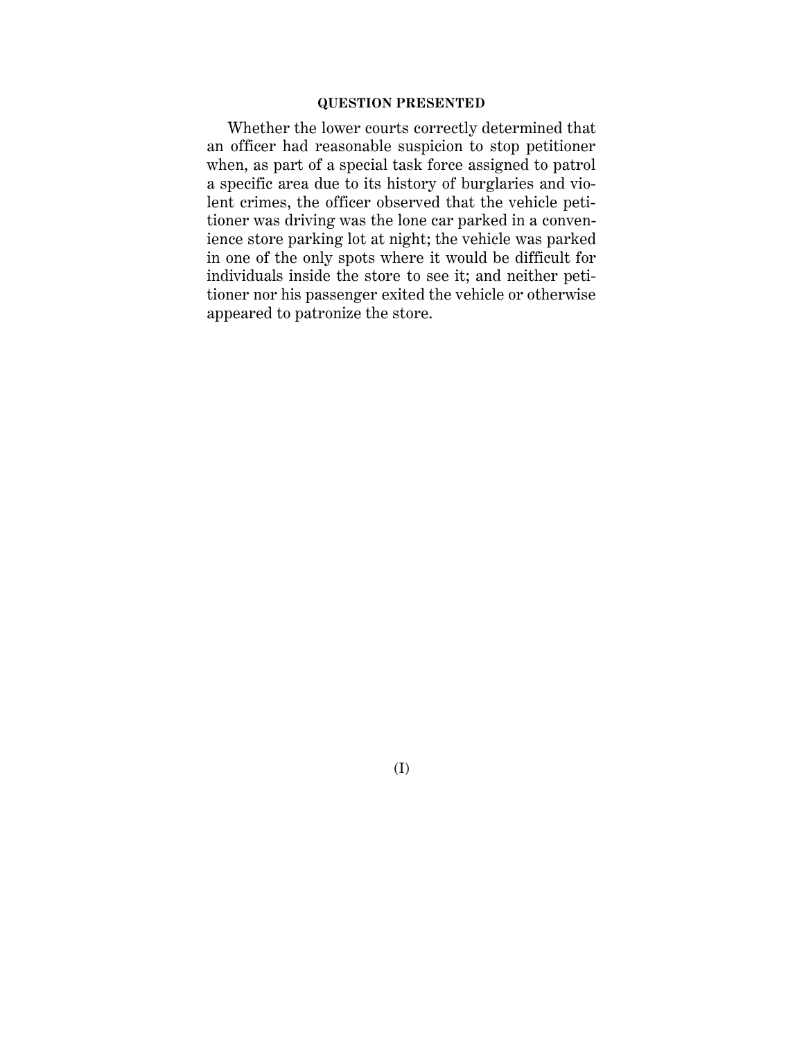## QUESTION PRESENTED

Whether the lower courts correctly determined that an officer had reasonable suspicion to stop petitioner when, as part of a special task force assigned to patrol a specific area due to its history of burglaries and violent crimes, the officer observed that the vehicle petitioner was driving was the lone car parked in a convenience store parking lot at night; the vehicle was parked in one of the only spots where it would be difficult for individuals inside the store to see it; and neither petitioner nor his passenger exited the vehicle or otherwise appeared to patronize the store.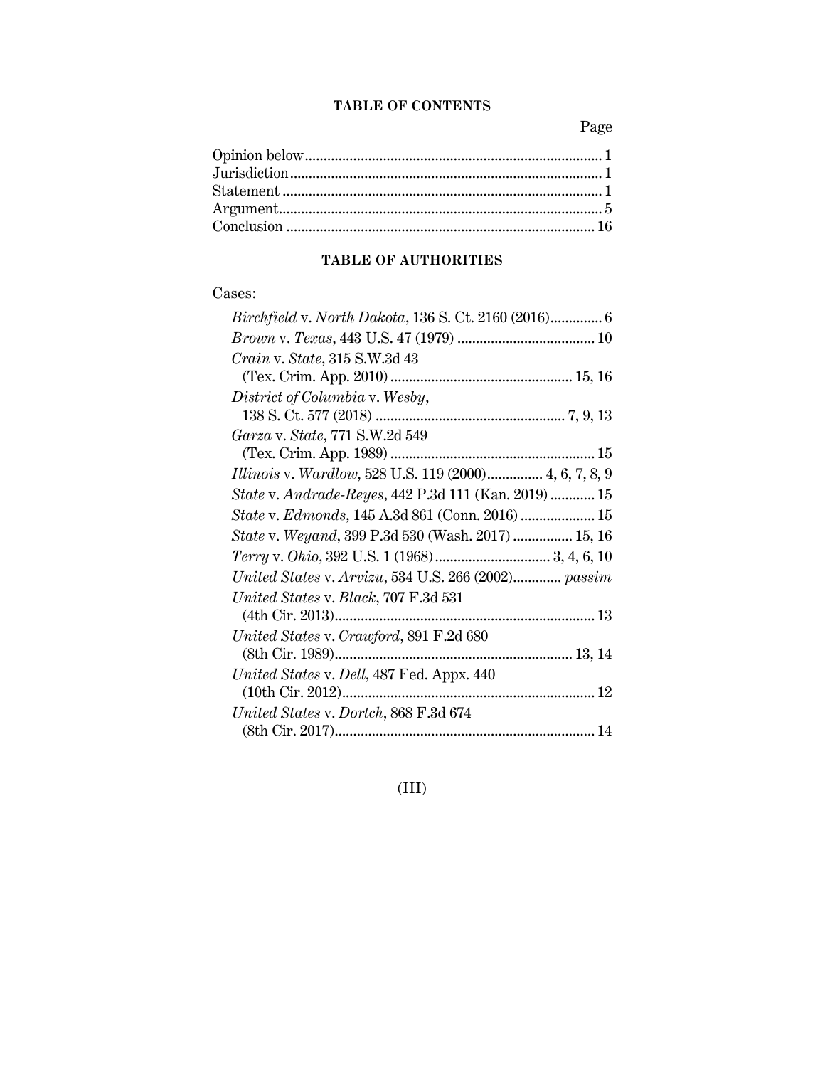## TABLE OF CONTENTS

| | Page |
|---|---|
| Opinion below | 1 |
| Jurisdiction | 1 |
| Statement | 1 |
| Argument | 5 |
| Conclusion | 16 |

## TABLE OF AUTHORITIES

Cases:

| | |
|---|---|
| *Birchfield* v. *North Dakota*, 136 S. Ct. 2160 (2016) | 6 |
| *Brown* v. *Texas*, 443 U.S. 47 (1979) | 10 |
| *Crain* v. *State*, 315 S.W.3d 43 (Tex. Crim. App. 2010) | 15, 16 |
| *District of Columbia* v. *Wesby*, 138 S. Ct. 577 (2018) | 7, 9, 13 |
| *Garza* v. *State*, 771 S.W.2d 549 (Tex. Crim. App. 1989) | 15 |
| *Illinois* v. *Wardlow*, 528 U.S. 119 (2000) | 4, 6, 7, 8, 9 |
| *State* v. *Andrade-Reyes*, 442 P.3d 111 (Kan. 2019) | 15 |
| *State* v. *Edmonds*, 145 A.3d 861 (Conn. 2016) | 15 |
| *State* v. *Weyand*, 399 P.3d 530 (Wash. 2017) | 15, 16 |
| *Terry* v. *Ohio*, 392 U.S. 1 (1968) | 3, 4, 6, 10 |
| *United States* v. *Arvizu*, 534 U.S. 266 (2002) | *passim* |
| *United States* v. *Black*, 707 F.3d 531 (4th Cir. 2013) | 13 |
| *United States* v. *Crawford*, 891 F.2d 680 (8th Cir. 1989) | 13, 14 |
| *United States* v. *Dell*, 487 Fed. Appx. 440 (10th Cir. 2012) | 12 |
| *United States* v. *Dortch*, 868 F.3d 674 (8th Cir. 2017) | 14 |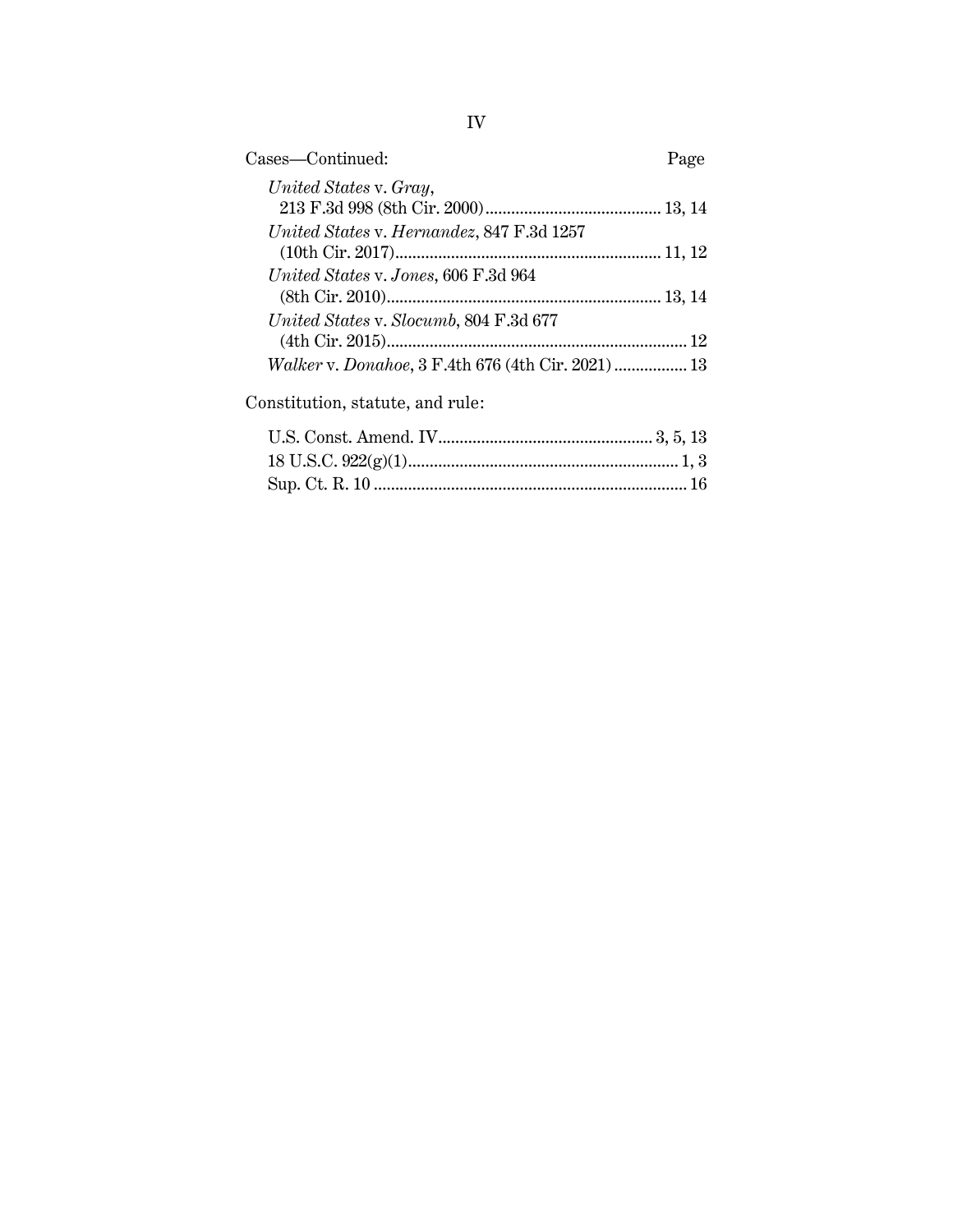Cases—Continued: Page

*United States* v. *Gray*, 213 F.3d 998 (8th Cir. 2000) ........................................ 13, 14

*United States* v. *Hernandez*, 847 F.3d 1257 (10th Cir. 2017) ............................................................ 11, 12

*United States* v. *Jones*, 606 F.3d 964 (8th Cir. 2010) .............................................................. 13, 14

*United States* v. *Slocumb*, 804 F.3d 677 (4th Cir. 2015) ..................................................................... 12

*Walker* v. *Donahoe*, 3 F.4th 676 (4th Cir. 2021) ................ 13

Constitution, statute, and rule:

U.S. Const. Amend. IV ................................................ 3, 5, 13

18 U.S.C. 922(g)(1) ............................................................. 1, 3

Sup. Ct. R. 10 ....................................................................... 16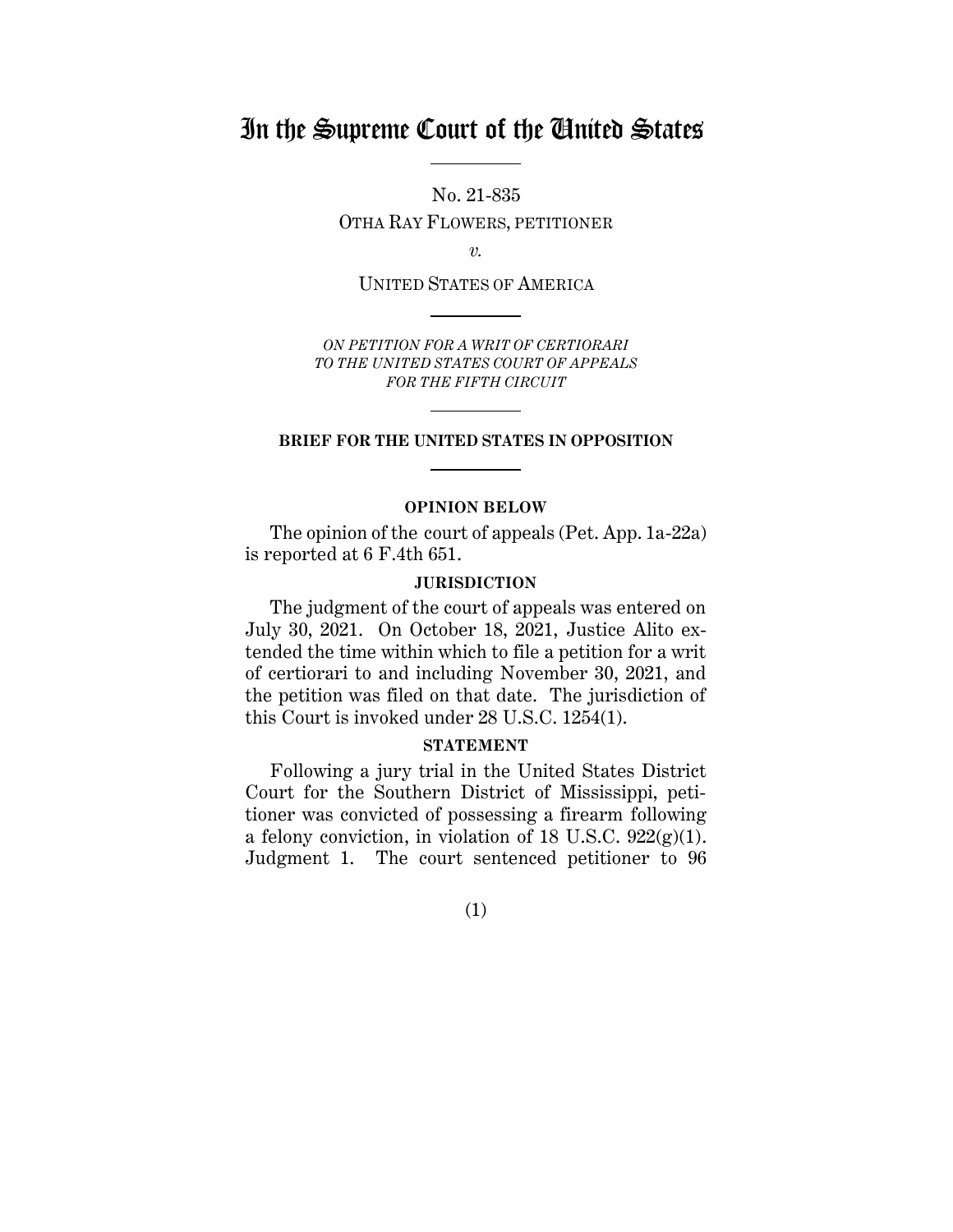# In the Supreme Court of the United States

No. 21-835

OTHA RAY FLOWERS, PETITIONER

*v.*

UNITED STATES OF AMERICA

*ON PETITION FOR A WRIT OF CERTIORARI TO THE UNITED STATES COURT OF APPEALS FOR THE FIFTH CIRCUIT*

**BRIEF FOR THE UNITED STATES IN OPPOSITION**

## OPINION BELOW

The opinion of the court of appeals (Pet. App. 1a-22a) is reported at 6 F.4th 651.

## JURISDICTION

The judgment of the court of appeals was entered on July 30, 2021. On October 18, 2021, Justice Alito extended the time within which to file a petition for a writ of certiorari to and including November 30, 2021, and the petition was filed on that date. The jurisdiction of this Court is invoked under 28 U.S.C. 1254(1).

## STATEMENT

Following a jury trial in the United States District Court for the Southern District of Mississippi, petitioner was convicted of possessing a firearm following a felony conviction, in violation of 18 U.S.C. 922(g)(1). Judgment 1. The court sentenced petitioner to 96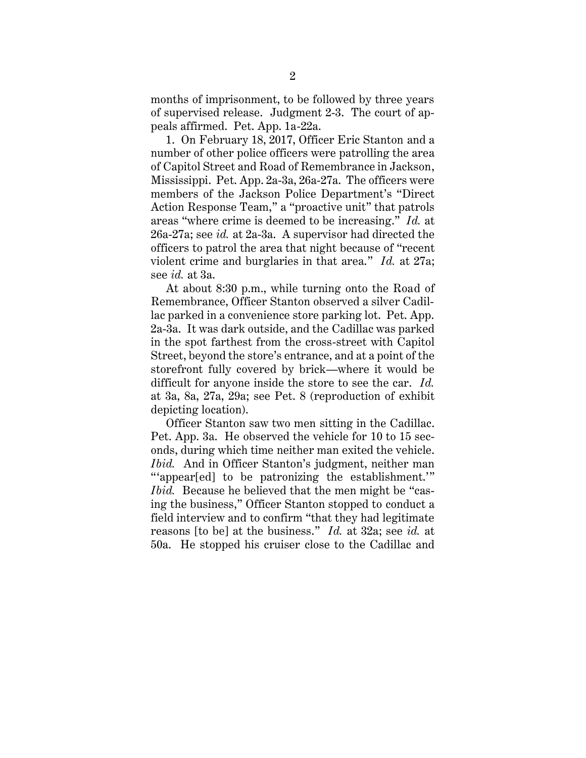months of imprisonment, to be followed by three years of supervised release. Judgment 2-3. The court of appeals affirmed. Pet. App. 1a-22a.

1. On February 18, 2017, Officer Eric Stanton and a number of other police officers were patrolling the area of Capitol Street and Road of Remembrance in Jackson, Mississippi. Pet. App. 2a-3a, 26a-27a. The officers were members of the Jackson Police Department's "Direct Action Response Team," a "proactive unit" that patrols areas "where crime is deemed to be increasing." *Id.* at 26a-27a; see *id.* at 2a-3a. A supervisor had directed the officers to patrol the area that night because of "recent violent crime and burglaries in that area." *Id.* at 27a; see *id.* at 3a.

At about 8:30 p.m., while turning onto the Road of Remembrance, Officer Stanton observed a silver Cadillac parked in a convenience store parking lot. Pet. App. 2a-3a. It was dark outside, and the Cadillac was parked in the spot farthest from the cross-street with Capitol Street, beyond the store's entrance, and at a point of the storefront fully covered by brick—where it would be difficult for anyone inside the store to see the car. *Id.* at 3a, 8a, 27a, 29a; see Pet. 8 (reproduction of exhibit depicting location).

Officer Stanton saw two men sitting in the Cadillac. Pet. App. 3a. He observed the vehicle for 10 to 15 seconds, during which time neither man exited the vehicle. *Ibid.* And in Officer Stanton's judgment, neither man "'appear[ed] to be patronizing the establishment.'" *Ibid.* Because he believed that the men might be "casing the business," Officer Stanton stopped to conduct a field interview and to confirm "that they had legitimate reasons [to be] at the business." *Id.* at 32a; see *id.* at 50a. He stopped his cruiser close to the Cadillac and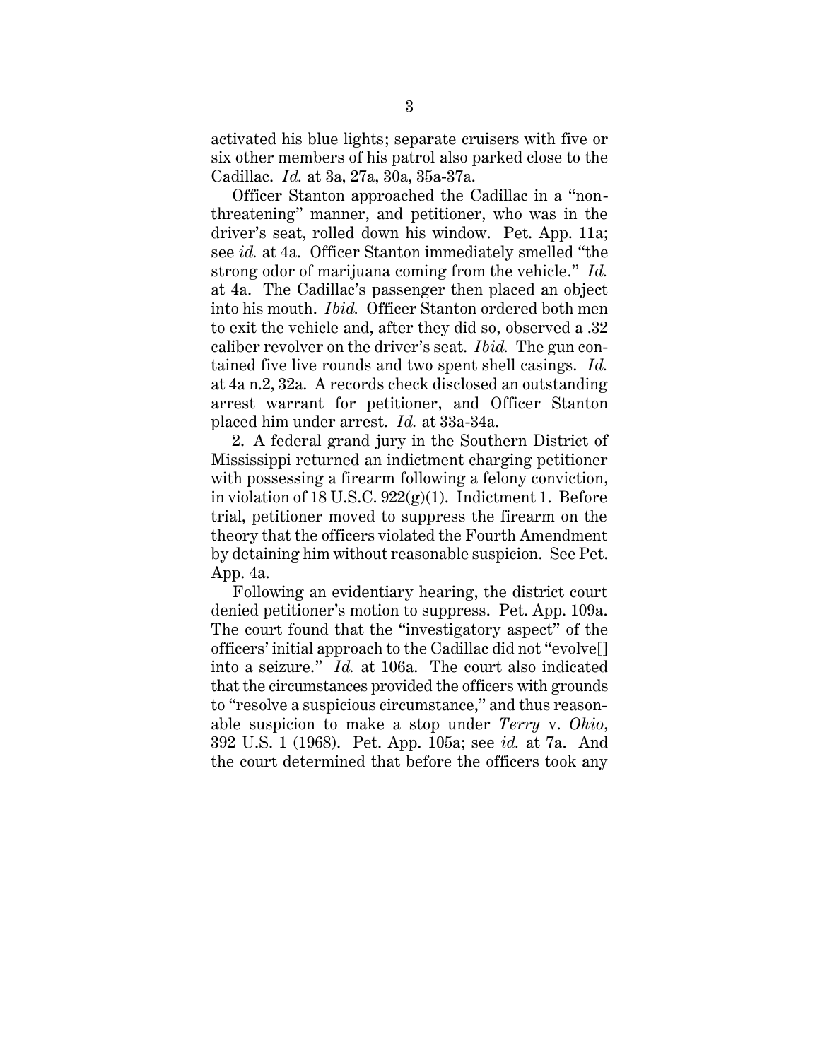activated his blue lights; separate cruisers with five or six other members of his patrol also parked close to the Cadillac. *Id.* at 3a, 27a, 30a, 35a-37a.

Officer Stanton approached the Cadillac in a "non-threatening" manner, and petitioner, who was in the driver's seat, rolled down his window. Pet. App. 11a; see *id.* at 4a. Officer Stanton immediately smelled "the strong odor of marijuana coming from the vehicle." *Id.* at 4a. The Cadillac's passenger then placed an object into his mouth. *Ibid.* Officer Stanton ordered both men to exit the vehicle and, after they did so, observed a .32 caliber revolver on the driver's seat. *Ibid.* The gun contained five live rounds and two spent shell casings. *Id.* at 4a n.2, 32a. A records check disclosed an outstanding arrest warrant for petitioner, and Officer Stanton placed him under arrest. *Id.* at 33a-34a.

2. A federal grand jury in the Southern District of Mississippi returned an indictment charging petitioner with possessing a firearm following a felony conviction, in violation of 18 U.S.C. 922(g)(1). Indictment 1. Before trial, petitioner moved to suppress the firearm on the theory that the officers violated the Fourth Amendment by detaining him without reasonable suspicion. See Pet. App. 4a.

Following an evidentiary hearing, the district court denied petitioner's motion to suppress. Pet. App. 109a. The court found that the "investigatory aspect" of the officers' initial approach to the Cadillac did not "evolve[] into a seizure." *Id.* at 106a. The court also indicated that the circumstances provided the officers with grounds to "resolve a suspicious circumstance," and thus reasonable suspicion to make a stop under *Terry* v. *Ohio*, 392 U.S. 1 (1968). Pet. App. 105a; see *id.* at 7a. And the court determined that before the officers took any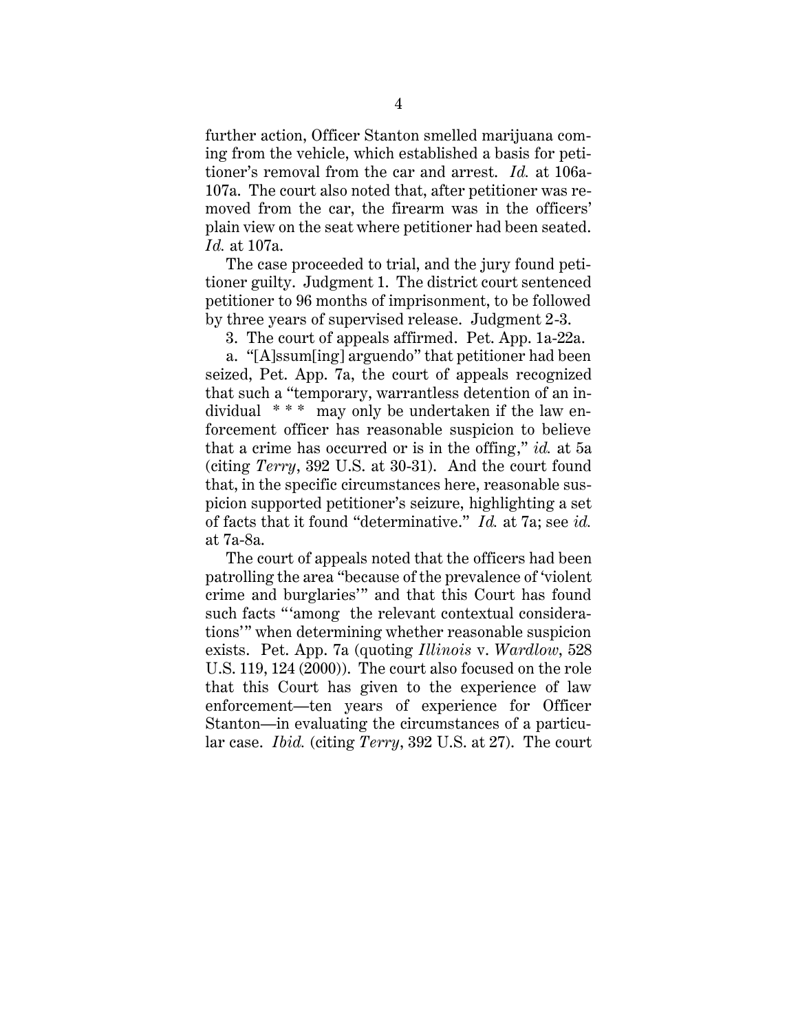further action, Officer Stanton smelled marijuana coming from the vehicle, which established a basis for petitioner's removal from the car and arrest. *Id.* at 106a-107a. The court also noted that, after petitioner was removed from the car, the firearm was in the officers' plain view on the seat where petitioner had been seated. *Id.* at 107a.

The case proceeded to trial, and the jury found petitioner guilty. Judgment 1. The district court sentenced petitioner to 96 months of imprisonment, to be followed by three years of supervised release. Judgment 2-3.

3. The court of appeals affirmed. Pet. App. 1a-22a.

a. "[A]ssum[ing] arguendo" that petitioner had been seized, Pet. App. 7a, the court of appeals recognized that such a "temporary, warrantless detention of an individual \* \* \* may only be undertaken if the law enforcement officer has reasonable suspicion to believe that a crime has occurred or is in the offing," *id.* at 5a (citing *Terry*, 392 U.S. at 30-31). And the court found that, in the specific circumstances here, reasonable suspicion supported petitioner's seizure, highlighting a set of facts that it found "determinative." *Id.* at 7a; see *id.* at 7a-8a.

The court of appeals noted that the officers had been patrolling the area "because of the prevalence of 'violent crime and burglaries'" and that this Court has found such facts "'among the relevant contextual considerations'" when determining whether reasonable suspicion exists. Pet. App. 7a (quoting *Illinois* v. *Wardlow*, 528 U.S. 119, 124 (2000)). The court also focused on the role that this Court has given to the experience of law enforcement—ten years of experience for Officer Stanton—in evaluating the circumstances of a particular case. *Ibid.* (citing *Terry*, 392 U.S. at 27). The court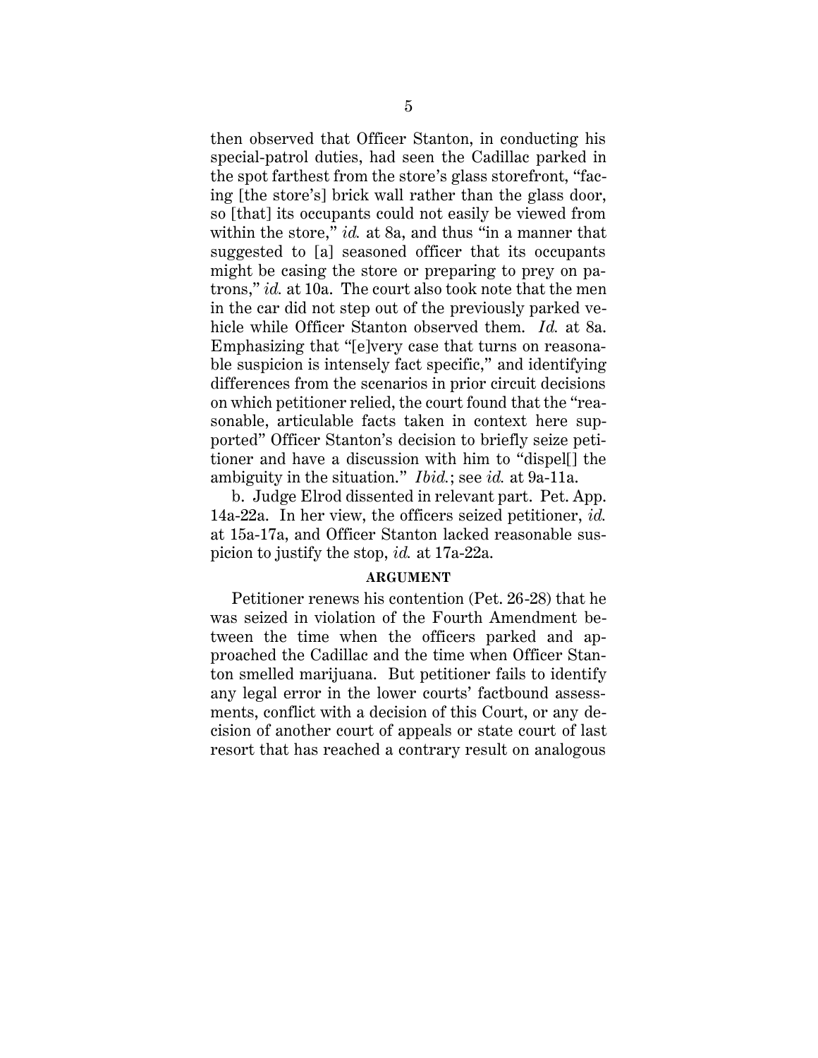then observed that Officer Stanton, in conducting his special-patrol duties, had seen the Cadillac parked in the spot farthest from the store's glass storefront, "facing [the store's] brick wall rather than the glass door, so [that] its occupants could not easily be viewed from within the store," *id.* at 8a, and thus "in a manner that suggested to [a] seasoned officer that its occupants might be casing the store or preparing to prey on patrons," *id.* at 10a. The court also took note that the men in the car did not step out of the previously parked vehicle while Officer Stanton observed them. *Id.* at 8a. Emphasizing that "[e]very case that turns on reasonable suspicion is intensely fact specific," and identifying differences from the scenarios in prior circuit decisions on which petitioner relied, the court found that the "reasonable, articulable facts taken in context here supported" Officer Stanton's decision to briefly seize petitioner and have a discussion with him to "dispel[] the ambiguity in the situation." *Ibid.*; see *id.* at 9a-11a.

b. Judge Elrod dissented in relevant part. Pet. App. 14a-22a. In her view, the officers seized petitioner, *id.* at 15a-17a, and Officer Stanton lacked reasonable suspicion to justify the stop, *id.* at 17a-22a.

## ARGUMENT

Petitioner renews his contention (Pet. 26-28) that he was seized in violation of the Fourth Amendment between the time when the officers parked and approached the Cadillac and the time when Officer Stanton smelled marijuana. But petitioner fails to identify any legal error in the lower courts' factbound assessments, conflict with a decision of this Court, or any decision of another court of appeals or state court of last resort that has reached a contrary result on analogous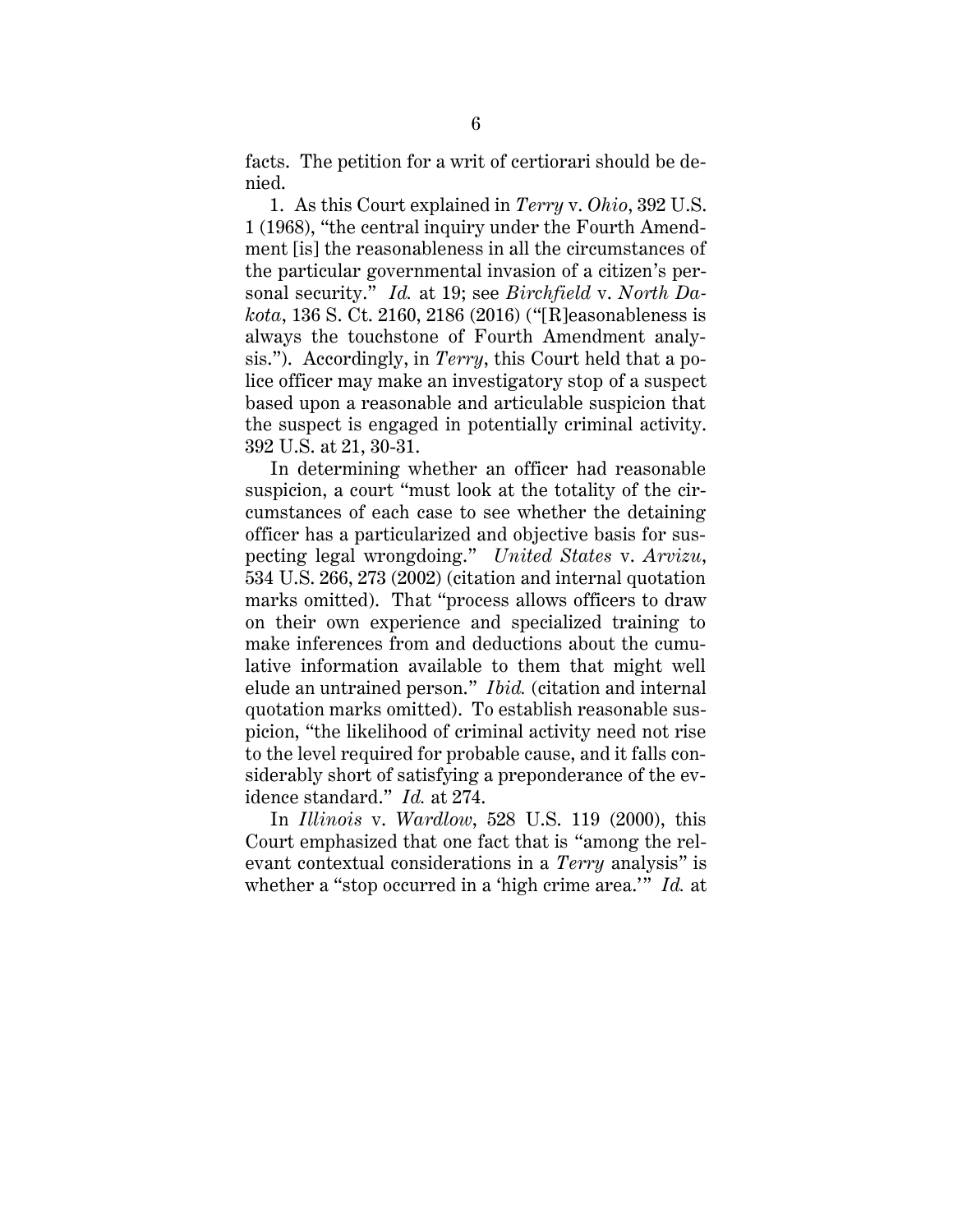facts. The petition for a writ of certiorari should be denied.

1. As this Court explained in *Terry* v. *Ohio*, 392 U.S. 1 (1968), "the central inquiry under the Fourth Amendment [is] the reasonableness in all the circumstances of the particular governmental invasion of a citizen's personal security." *Id.* at 19; see *Birchfield* v. *North Dakota*, 136 S. Ct. 2160, 2186 (2016) ("[R]easonableness is always the touchstone of Fourth Amendment analysis."). Accordingly, in *Terry*, this Court held that a police officer may make an investigatory stop of a suspect based upon a reasonable and articulable suspicion that the suspect is engaged in potentially criminal activity. 392 U.S. at 21, 30-31.

In determining whether an officer had reasonable suspicion, a court "must look at the totality of the circumstances of each case to see whether the detaining officer has a particularized and objective basis for suspecting legal wrongdoing." *United States* v. *Arvizu*, 534 U.S. 266, 273 (2002) (citation and internal quotation marks omitted). That "process allows officers to draw on their own experience and specialized training to make inferences from and deductions about the cumulative information available to them that might well elude an untrained person." *Ibid.* (citation and internal quotation marks omitted). To establish reasonable suspicion, "the likelihood of criminal activity need not rise to the level required for probable cause, and it falls considerably short of satisfying a preponderance of the evidence standard." *Id.* at 274.

In *Illinois* v. *Wardlow*, 528 U.S. 119 (2000), this Court emphasized that one fact that is "among the relevant contextual considerations in a *Terry* analysis" is whether a "stop occurred in a 'high crime area.'" *Id.* at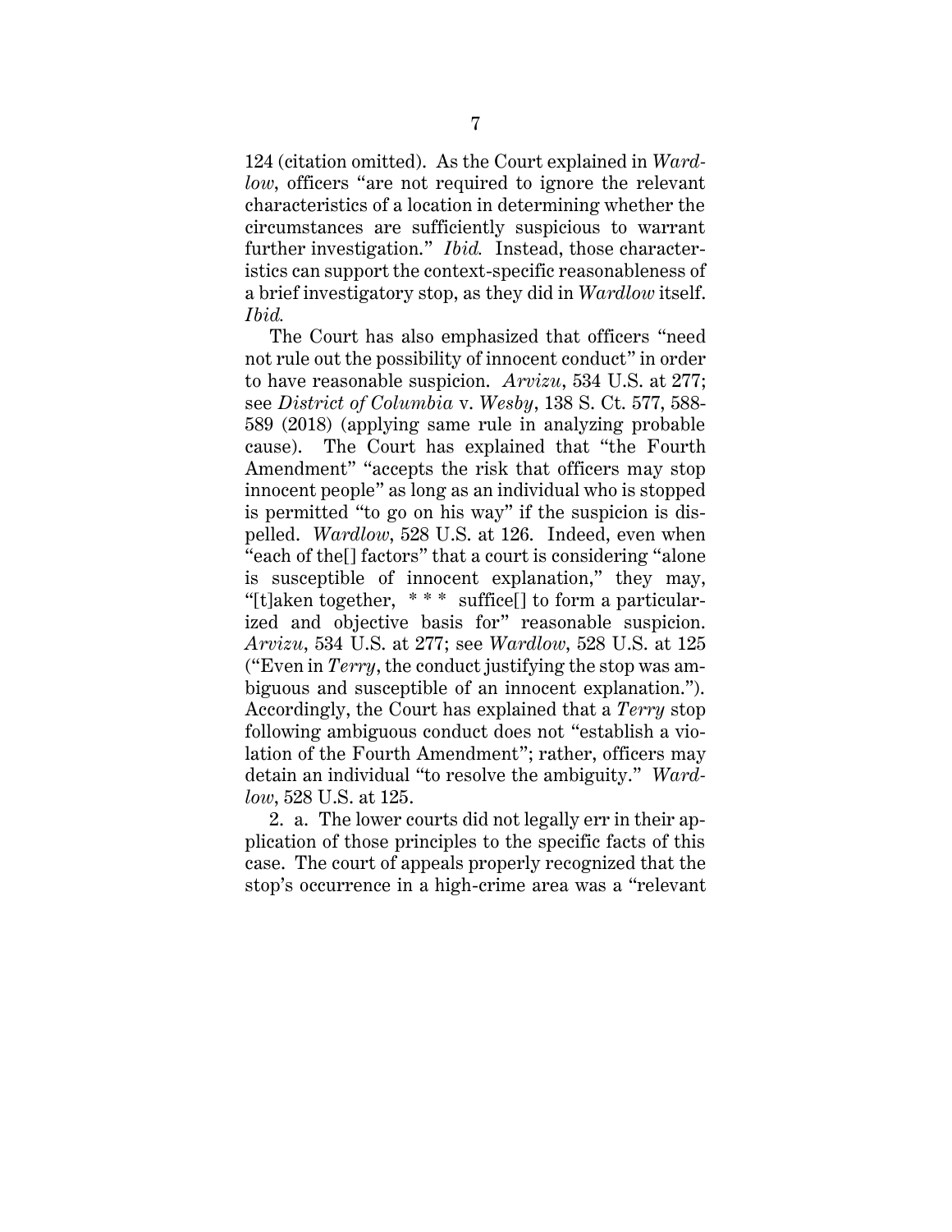124 (citation omitted). As the Court explained in *Wardlow*, officers "are not required to ignore the relevant characteristics of a location in determining whether the circumstances are sufficiently suspicious to warrant further investigation." *Ibid.* Instead, those characteristics can support the context-specific reasonableness of a brief investigatory stop, as they did in *Wardlow* itself. *Ibid.*

The Court has also emphasized that officers "need not rule out the possibility of innocent conduct" in order to have reasonable suspicion. *Arvizu*, 534 U.S. at 277; see *District of Columbia* v. *Wesby*, 138 S. Ct. 577, 588-589 (2018) (applying same rule in analyzing probable cause). The Court has explained that "the Fourth Amendment" "accepts the risk that officers may stop innocent people" as long as an individual who is stopped is permitted "to go on his way" if the suspicion is dispelled. *Wardlow*, 528 U.S. at 126. Indeed, even when "each of the[] factors" that a court is considering "alone is susceptible of innocent explanation," they may, "[t]aken together, * * * suffice[] to form a particularized and objective basis for" reasonable suspicion. *Arvizu*, 534 U.S. at 277; see *Wardlow*, 528 U.S. at 125 ("Even in *Terry*, the conduct justifying the stop was ambiguous and susceptible of an innocent explanation."). Accordingly, the Court has explained that a *Terry* stop following ambiguous conduct does not "establish a violation of the Fourth Amendment"; rather, officers may detain an individual "to resolve the ambiguity." *Wardlow*, 528 U.S. at 125.

2. a. The lower courts did not legally err in their application of those principles to the specific facts of this case. The court of appeals properly recognized that the stop's occurrence in a high-crime area was a "relevant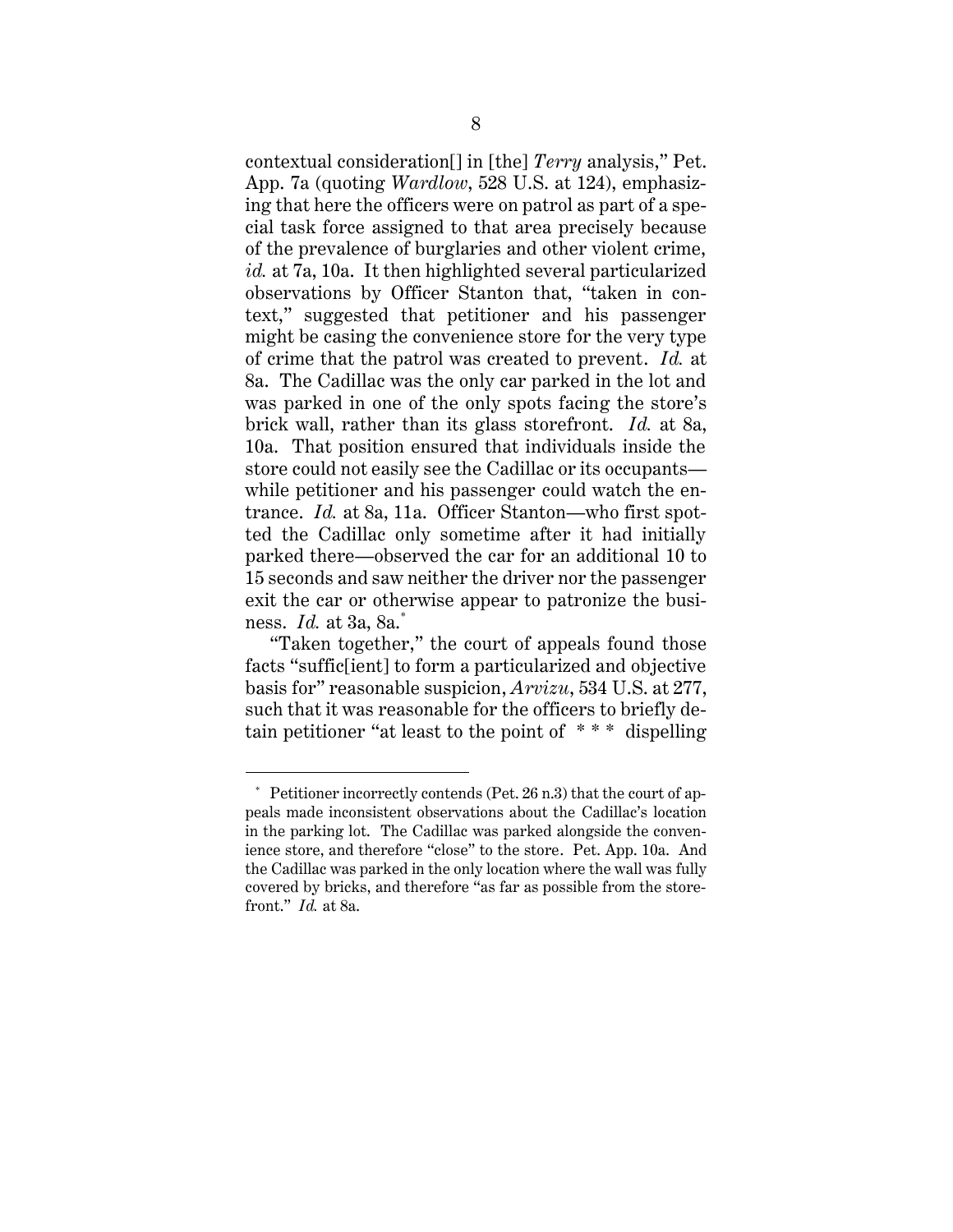contextual consideration[] in [the] *Terry* analysis," Pet. App. 7a (quoting *Wardlow*, 528 U.S. at 124), emphasizing that here the officers were on patrol as part of a special task force assigned to that area precisely because of the prevalence of burglaries and other violent crime, *id.* at 7a, 10a. It then highlighted several particularized observations by Officer Stanton that, "taken in context," suggested that petitioner and his passenger might be casing the convenience store for the very type of crime that the patrol was created to prevent. *Id.* at 8a. The Cadillac was the only car parked in the lot and was parked in one of the only spots facing the store's brick wall, rather than its glass storefront. *Id.* at 8a, 10a. That position ensured that individuals inside the store could not easily see the Cadillac or its occupants—while petitioner and his passenger could watch the entrance. *Id.* at 8a, 11a. Officer Stanton—who first spotted the Cadillac only sometime after it had initially parked there—observed the car for an additional 10 to 15 seconds and saw neither the driver nor the passenger exit the car or otherwise appear to patronize the business. *Id.* at 3a, 8a.[*]

"Taken together," the court of appeals found those facts "suffic[ient] to form a particularized and objective basis for" reasonable suspicion, *Arvizu*, 534 U.S. at 277, such that it was reasonable for the officers to briefly detain petitioner "at least to the point of * * * dispelling

---

[*] Petitioner incorrectly contends (Pet. 26 n.3) that the court of appeals made inconsistent observations about the Cadillac's location in the parking lot. The Cadillac was parked alongside the convenience store, and therefore "close" to the store. Pet. App. 10a. And the Cadillac was parked in the only location where the wall was fully covered by bricks, and therefore "as far as possible from the storefront." *Id.* at 8a.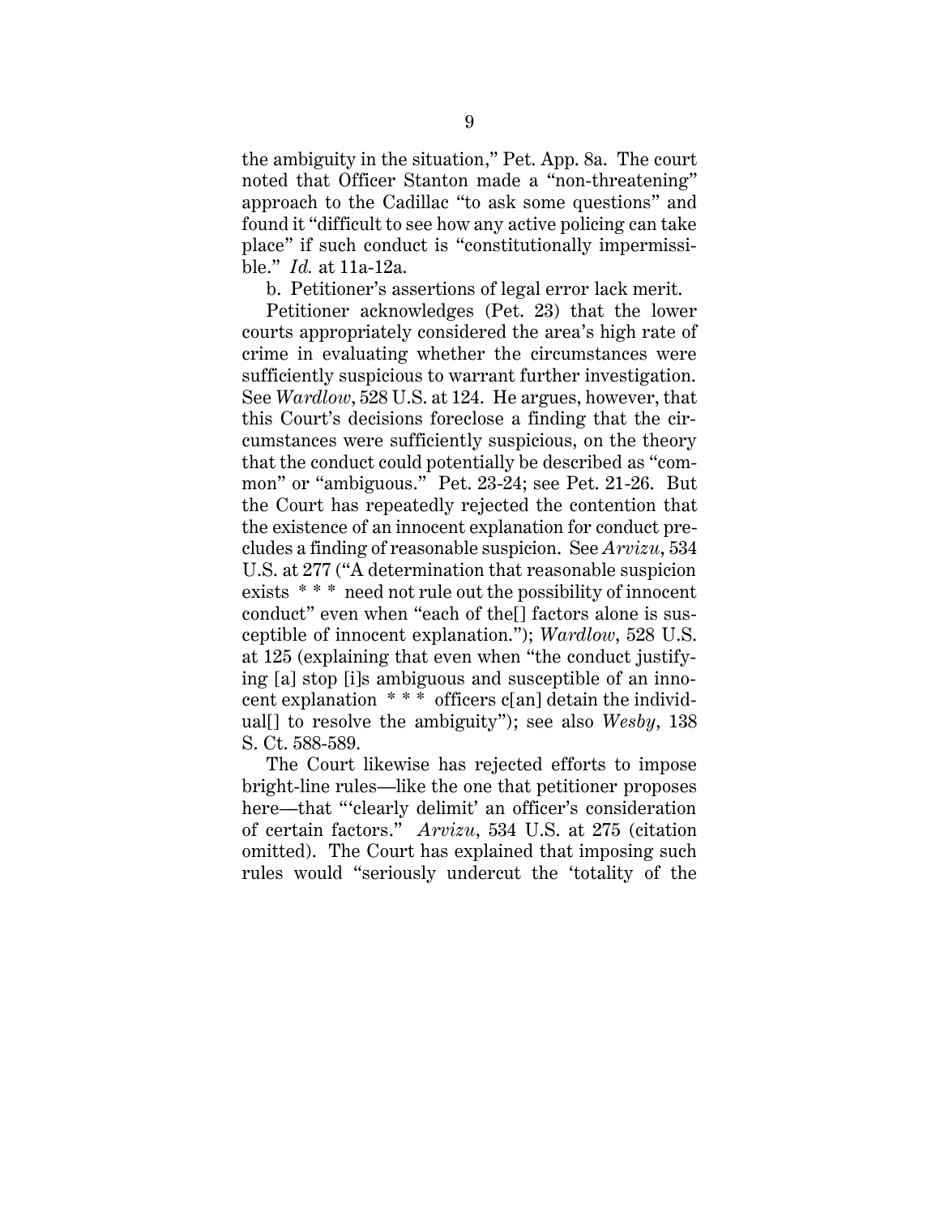the ambiguity in the situation," Pet. App. 8a. The court noted that Officer Stanton made a "non-threatening" approach to the Cadillac "to ask some questions" and found it "difficult to see how any active policing can take place" if such conduct is "constitutionally impermissible." *Id.* at 11a-12a.

b. Petitioner's assertions of legal error lack merit.

Petitioner acknowledges (Pet. 23) that the lower courts appropriately considered the area's high rate of crime in evaluating whether the circumstances were sufficiently suspicious to warrant further investigation. See *Wardlow*, 528 U.S. at 124. He argues, however, that this Court's decisions foreclose a finding that the circumstances were sufficiently suspicious, on the theory that the conduct could potentially be described as "common" or "ambiguous." Pet. 23-24; see Pet. 21-26. But the Court has repeatedly rejected the contention that the existence of an innocent explanation for conduct precludes a finding of reasonable suspicion. See *Arvizu*, 534 U.S. at 277 ("A determination that reasonable suspicion exists * * * need not rule out the possibility of innocent conduct" even when "each of the[] factors alone is susceptible of innocent explanation."); *Wardlow*, 528 U.S. at 125 (explaining that even when "the conduct justifying [a] stop [i]s ambiguous and susceptible of an innocent explanation * * * officers c[an] detain the individual[] to resolve the ambiguity"); see also *Wesby*, 138 S. Ct. 588-589.

The Court likewise has rejected efforts to impose bright-line rules—like the one that petitioner proposes here—that "'clearly delimit' an officer's consideration of certain factors." *Arvizu*, 534 U.S. at 275 (citation omitted). The Court has explained that imposing such rules would "seriously undercut the 'totality of the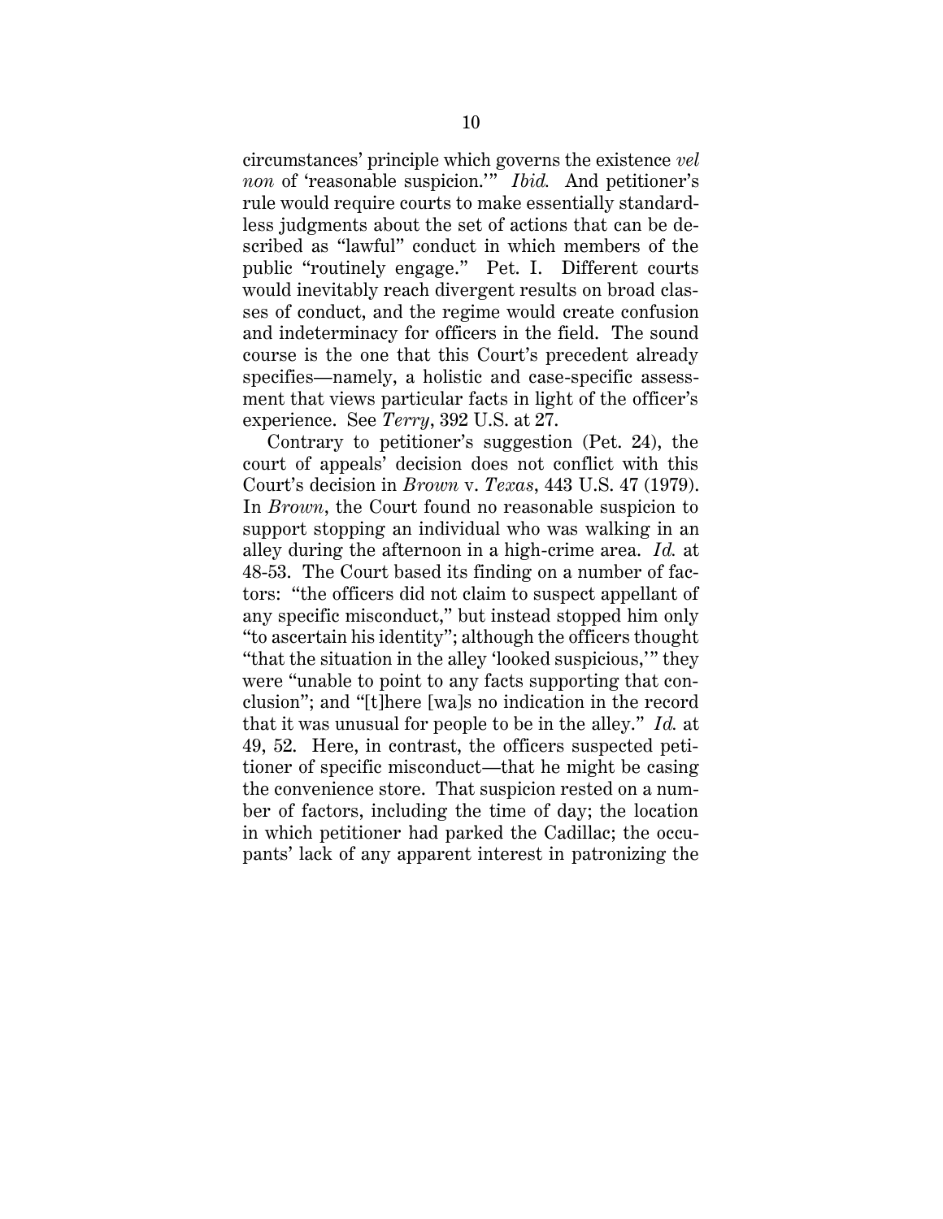circumstances' principle which governs the existence *vel non* of 'reasonable suspicion.'" *Ibid.* And petitioner's rule would require courts to make essentially standardless judgments about the set of actions that can be described as "lawful" conduct in which members of the public "routinely engage." Pet. I. Different courts would inevitably reach divergent results on broad classes of conduct, and the regime would create confusion and indeterminacy for officers in the field. The sound course is the one that this Court's precedent already specifies—namely, a holistic and case-specific assessment that views particular facts in light of the officer's experience. See *Terry*, 392 U.S. at 27.

Contrary to petitioner's suggestion (Pet. 24), the court of appeals' decision does not conflict with this Court's decision in *Brown* v. *Texas*, 443 U.S. 47 (1979). In *Brown*, the Court found no reasonable suspicion to support stopping an individual who was walking in an alley during the afternoon in a high-crime area. *Id.* at 48-53. The Court based its finding on a number of factors: "the officers did not claim to suspect appellant of any specific misconduct," but instead stopped him only "to ascertain his identity"; although the officers thought "that the situation in the alley 'looked suspicious,'" they were "unable to point to any facts supporting that conclusion"; and "[t]here [wa]s no indication in the record that it was unusual for people to be in the alley." *Id.* at 49, 52. Here, in contrast, the officers suspected petitioner of specific misconduct—that he might be casing the convenience store. That suspicion rested on a number of factors, including the time of day; the location in which petitioner had parked the Cadillac; the occupants' lack of any apparent interest in patronizing the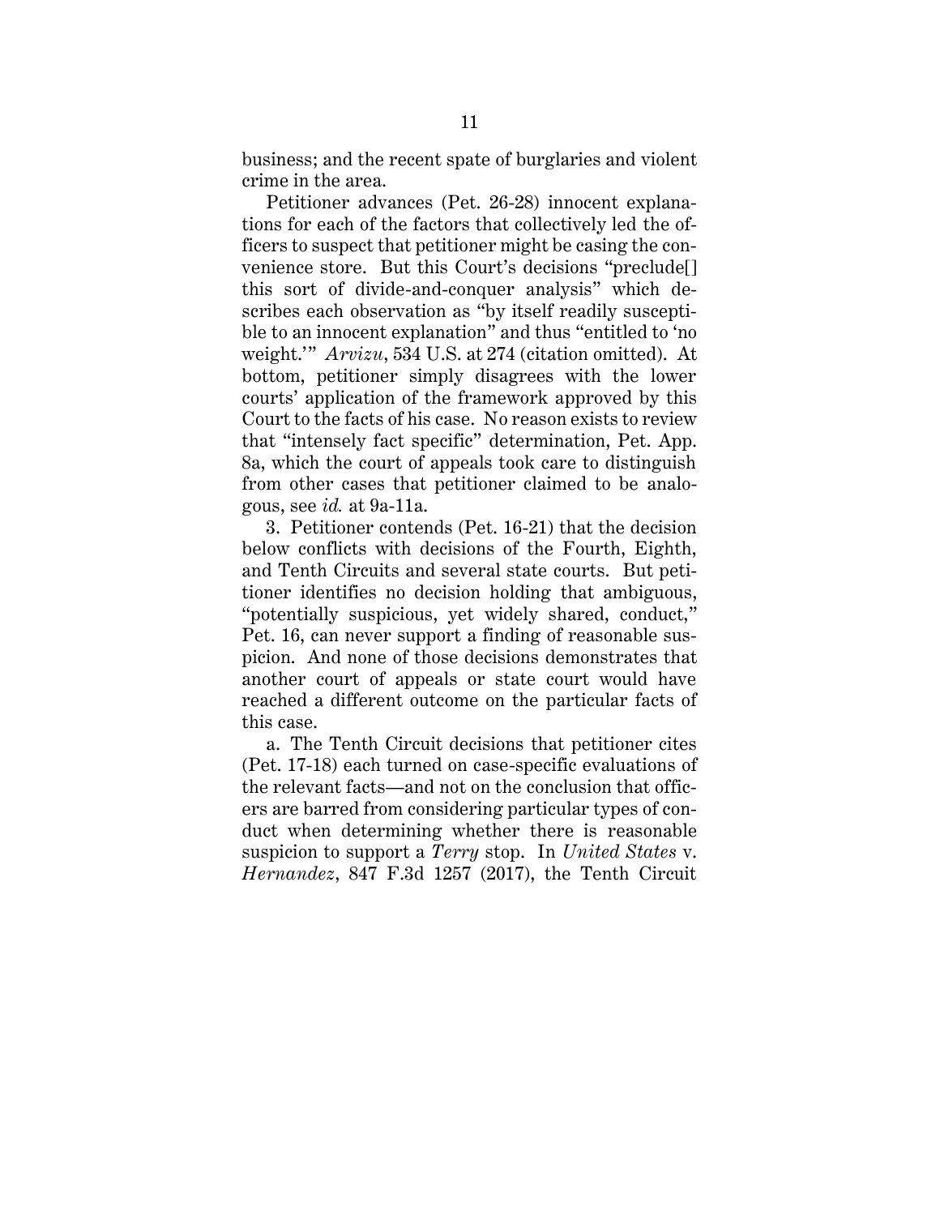business; and the recent spate of burglaries and violent crime in the area.

Petitioner advances (Pet. 26-28) innocent explanations for each of the factors that collectively led the officers to suspect that petitioner might be casing the convenience store. But this Court's decisions "preclude[] this sort of divide-and-conquer analysis" which describes each observation as "by itself readily susceptible to an innocent explanation" and thus "entitled to 'no weight.'" *Arvizu*, 534 U.S. at 274 (citation omitted). At bottom, petitioner simply disagrees with the lower courts' application of the framework approved by this Court to the facts of his case. No reason exists to review that "intensely fact specific" determination, Pet. App. 8a, which the court of appeals took care to distinguish from other cases that petitioner claimed to be analogous, see *id.* at 9a-11a.

3. Petitioner contends (Pet. 16-21) that the decision below conflicts with decisions of the Fourth, Eighth, and Tenth Circuits and several state courts. But petitioner identifies no decision holding that ambiguous, "potentially suspicious, yet widely shared, conduct," Pet. 16, can never support a finding of reasonable suspicion. And none of those decisions demonstrates that another court of appeals or state court would have reached a different outcome on the particular facts of this case.

a. The Tenth Circuit decisions that petitioner cites (Pet. 17-18) each turned on case-specific evaluations of the relevant facts—and not on the conclusion that officers are barred from considering particular types of conduct when determining whether there is reasonable suspicion to support a *Terry* stop. In *United States* v. *Hernandez*, 847 F.3d 1257 (2017), the Tenth Circuit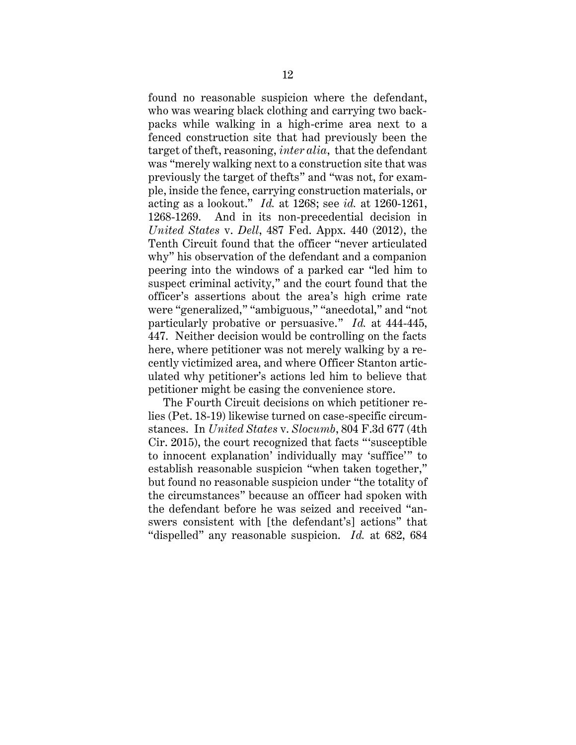found no reasonable suspicion where the defendant, who was wearing black clothing and carrying two backpacks while walking in a high-crime area next to a fenced construction site that had previously been the target of theft, reasoning, *inter alia*, that the defendant was "merely walking next to a construction site that was previously the target of thefts" and "was not, for example, inside the fence, carrying construction materials, or acting as a lookout." *Id.* at 1268; see *id.* at 1260-1261, 1268-1269. And in its non-precedential decision in *United States* v. *Dell*, 487 Fed. Appx. 440 (2012), the Tenth Circuit found that the officer "never articulated why" his observation of the defendant and a companion peering into the windows of a parked car "led him to suspect criminal activity," and the court found that the officer's assertions about the area's high crime rate were "generalized," "ambiguous," "anecdotal," and "not particularly probative or persuasive." *Id.* at 444-445, 447. Neither decision would be controlling on the facts here, where petitioner was not merely walking by a recently victimized area, and where Officer Stanton articulated why petitioner's actions led him to believe that petitioner might be casing the convenience store.

The Fourth Circuit decisions on which petitioner relies (Pet. 18-19) likewise turned on case-specific circumstances. In *United States* v. *Slocumb*, 804 F.3d 677 (4th Cir. 2015), the court recognized that facts "'susceptible to innocent explanation' individually may 'suffice'" to establish reasonable suspicion "when taken together," but found no reasonable suspicion under "the totality of the circumstances" because an officer had spoken with the defendant before he was seized and received "answers consistent with [the defendant's] actions" that "dispelled" any reasonable suspicion. *Id.* at 682, 684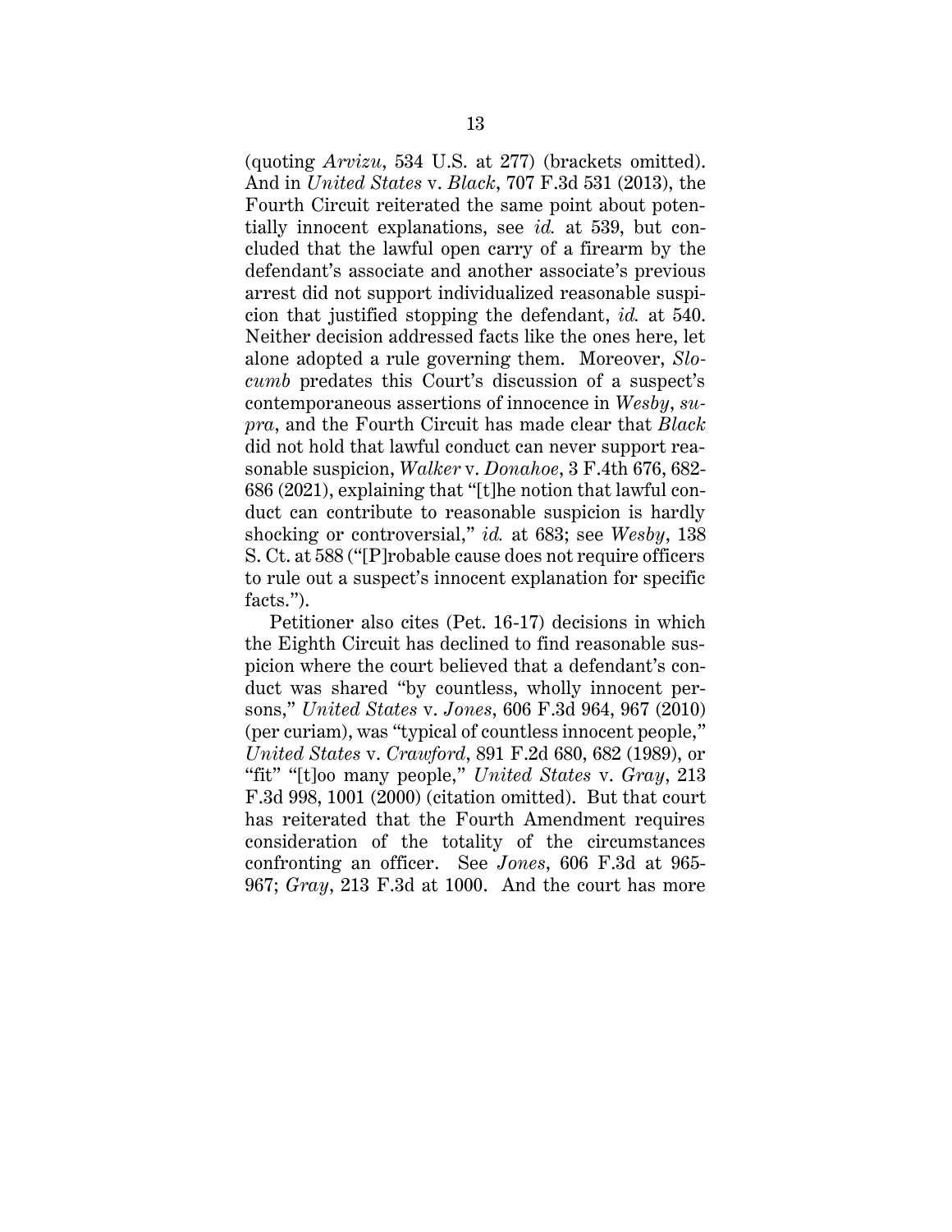(quoting *Arvizu*, 534 U.S. at 277) (brackets omitted). And in *United States* v. *Black*, 707 F.3d 531 (2013), the Fourth Circuit reiterated the same point about potentially innocent explanations, see *id.* at 539, but concluded that the lawful open carry of a firearm by the defendant's associate and another associate's previous arrest did not support individualized reasonable suspicion that justified stopping the defendant, *id.* at 540. Neither decision addressed facts like the ones here, let alone adopted a rule governing them. Moreover, *Slocumb* predates this Court's discussion of a suspect's contemporaneous assertions of innocence in *Wesby*, *supra*, and the Fourth Circuit has made clear that *Black* did not hold that lawful conduct can never support reasonable suspicion, *Walker* v. *Donahoe*, 3 F.4th 676, 682-686 (2021), explaining that "[t]he notion that lawful conduct can contribute to reasonable suspicion is hardly shocking or controversial," *id.* at 683; see *Wesby*, 138 S. Ct. at 588 ("[P]robable cause does not require officers to rule out a suspect's innocent explanation for specific facts.").

Petitioner also cites (Pet. 16-17) decisions in which the Eighth Circuit has declined to find reasonable suspicion where the court believed that a defendant's conduct was shared "by countless, wholly innocent persons," *United States* v. *Jones*, 606 F.3d 964, 967 (2010) (per curiam), was "typical of countless innocent people," *United States* v. *Crawford*, 891 F.2d 680, 682 (1989), or "fit" "[t]oo many people," *United States* v. *Gray*, 213 F.3d 998, 1001 (2000) (citation omitted). But that court has reiterated that the Fourth Amendment requires consideration of the totality of the circumstances confronting an officer. See *Jones*, 606 F.3d at 965-967; *Gray*, 213 F.3d at 1000. And the court has more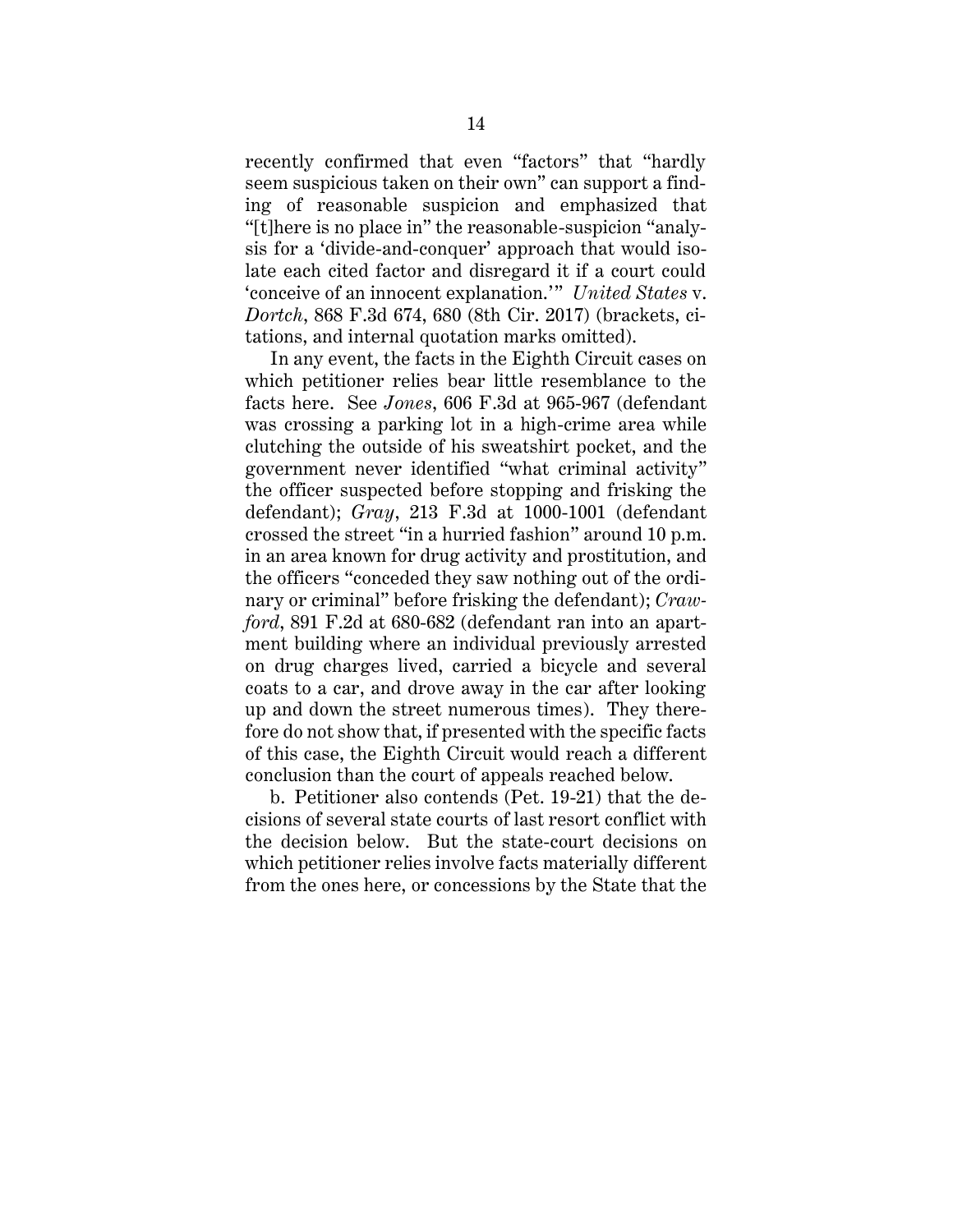recently confirmed that even "factors" that "hardly seem suspicious taken on their own" can support a finding of reasonable suspicion and emphasized that "[t]here is no place in" the reasonable-suspicion "analysis for a 'divide-and-conquer' approach that would isolate each cited factor and disregard it if a court could 'conceive of an innocent explanation.'" *United States* v. *Dortch*, 868 F.3d 674, 680 (8th Cir. 2017) (brackets, citations, and internal quotation marks omitted).

In any event, the facts in the Eighth Circuit cases on which petitioner relies bear little resemblance to the facts here. See *Jones*, 606 F.3d at 965-967 (defendant was crossing a parking lot in a high-crime area while clutching the outside of his sweatshirt pocket, and the government never identified "what criminal activity" the officer suspected before stopping and frisking the defendant); *Gray*, 213 F.3d at 1000-1001 (defendant crossed the street "in a hurried fashion" around 10 p.m. in an area known for drug activity and prostitution, and the officers "conceded they saw nothing out of the ordinary or criminal" before frisking the defendant); *Crawford*, 891 F.2d at 680-682 (defendant ran into an apartment building where an individual previously arrested on drug charges lived, carried a bicycle and several coats to a car, and drove away in the car after looking up and down the street numerous times). They therefore do not show that, if presented with the specific facts of this case, the Eighth Circuit would reach a different conclusion than the court of appeals reached below.

b. Petitioner also contends (Pet. 19-21) that the decisions of several state courts of last resort conflict with the decision below. But the state-court decisions on which petitioner relies involve facts materially different from the ones here, or concessions by the State that the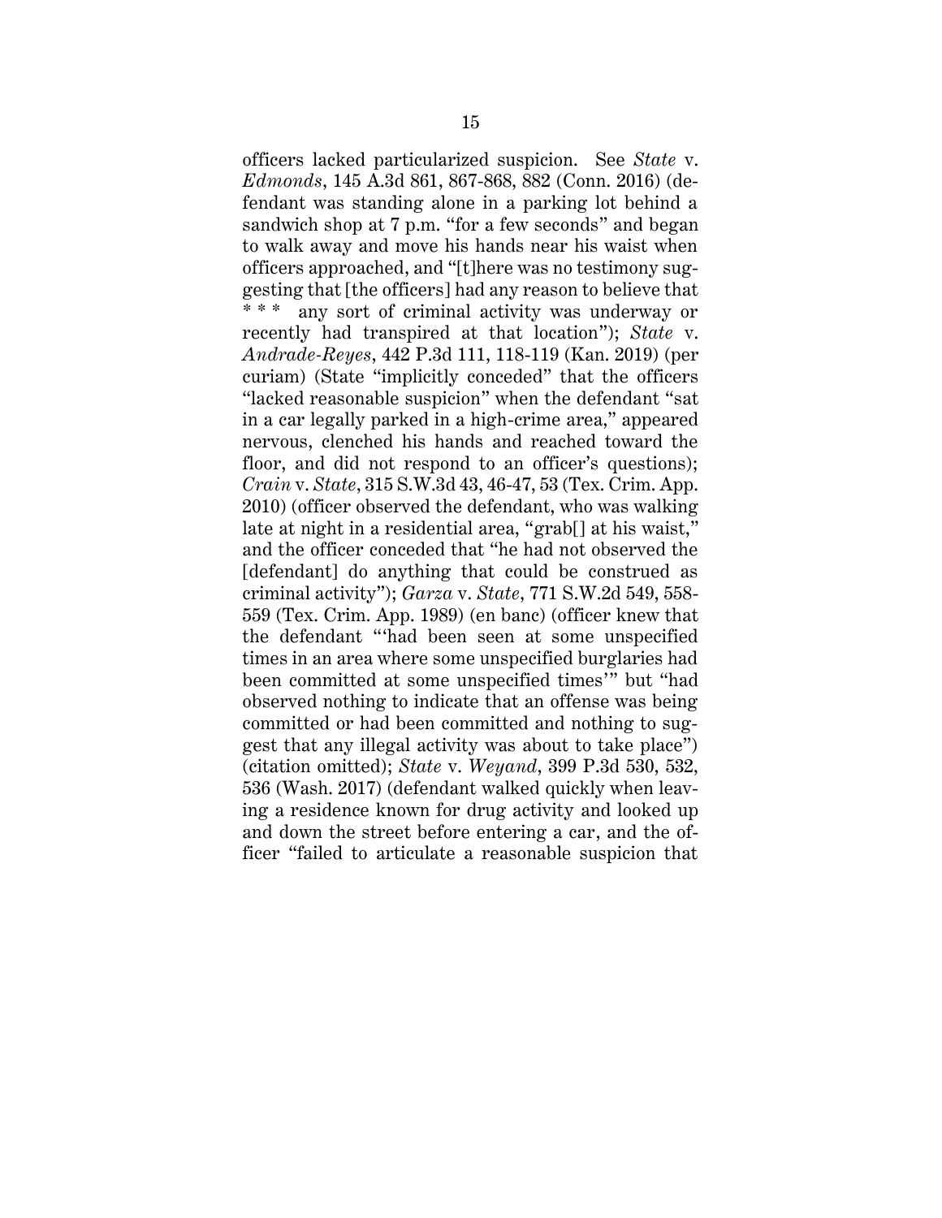officers lacked particularized suspicion. See *State* v. *Edmonds*, 145 A.3d 861, 867-868, 882 (Conn. 2016) (defendant was standing alone in a parking lot behind a sandwich shop at 7 p.m. "for a few seconds" and began to walk away and move his hands near his waist when officers approached, and "[t]here was no testimony suggesting that [the officers] had any reason to believe that * * * any sort of criminal activity was underway or recently had transpired at that location"); *State* v. *Andrade-Reyes*, 442 P.3d 111, 118-119 (Kan. 2019) (per curiam) (State "implicitly conceded" that the officers "lacked reasonable suspicion" when the defendant "sat in a car legally parked in a high-crime area," appeared nervous, clenched his hands and reached toward the floor, and did not respond to an officer's questions); *Crain* v. *State*, 315 S.W.3d 43, 46-47, 53 (Tex. Crim. App. 2010) (officer observed the defendant, who was walking late at night in a residential area, "grab[] at his waist," and the officer conceded that "he had not observed the [defendant] do anything that could be construed as criminal activity"); *Garza* v. *State*, 771 S.W.2d 549, 558-559 (Tex. Crim. App. 1989) (en banc) (officer knew that the defendant "'had been seen at some unspecified times in an area where some unspecified burglaries had been committed at some unspecified times'" but "had observed nothing to indicate that an offense was being committed or had been committed and nothing to suggest that any illegal activity was about to take place") (citation omitted); *State* v. *Weyand*, 399 P.3d 530, 532, 536 (Wash. 2017) (defendant walked quickly when leaving a residence known for drug activity and looked up and down the street before entering a car, and the officer "failed to articulate a reasonable suspicion that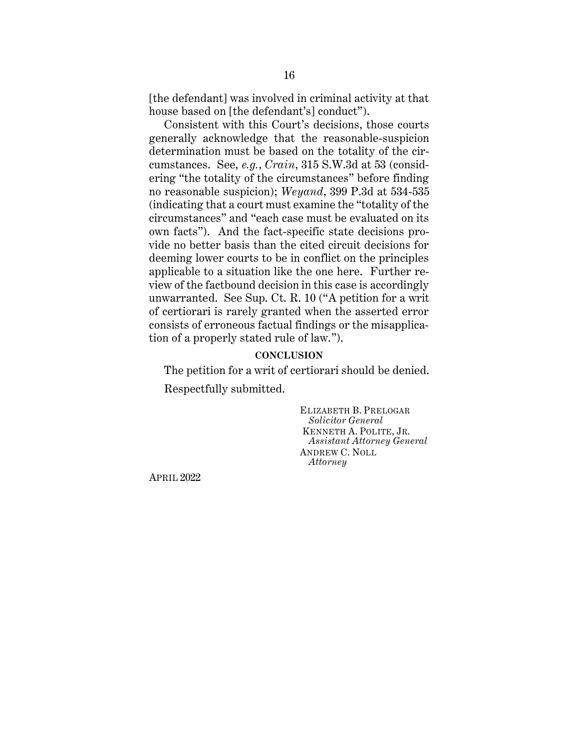[the defendant] was involved in criminal activity at that house based on [the defendant's] conduct").

Consistent with this Court's decisions, those courts generally acknowledge that the reasonable-suspicion determination must be based on the totality of the circumstances. See, *e.g.*, *Crain*, 315 S.W.3d at 53 (considering "the totality of the circumstances" before finding no reasonable suspicion); *Weyand*, 399 P.3d at 534-535 (indicating that a court must examine the "totality of the circumstances" and "each case must be evaluated on its own facts"). And the fact-specific state decisions provide no better basis than the cited circuit decisions for deeming lower courts to be in conflict on the principles applicable to a situation like the one here. Further review of the factbound decision in this case is accordingly unwarranted. See Sup. Ct. R. 10 ("A petition for a writ of certiorari is rarely granted when the asserted error consists of erroneous factual findings or the misapplication of a properly stated rule of law.").

## CONCLUSION

The petition for a writ of certiorari should be denied.

Respectfully submitted.

ELIZABETH B. PRELOGAR
*Solicitor General*
KENNETH A. POLITE, JR.
*Assistant Attorney General*
ANDREW C. NOLL
*Attorney*

APRIL 2022